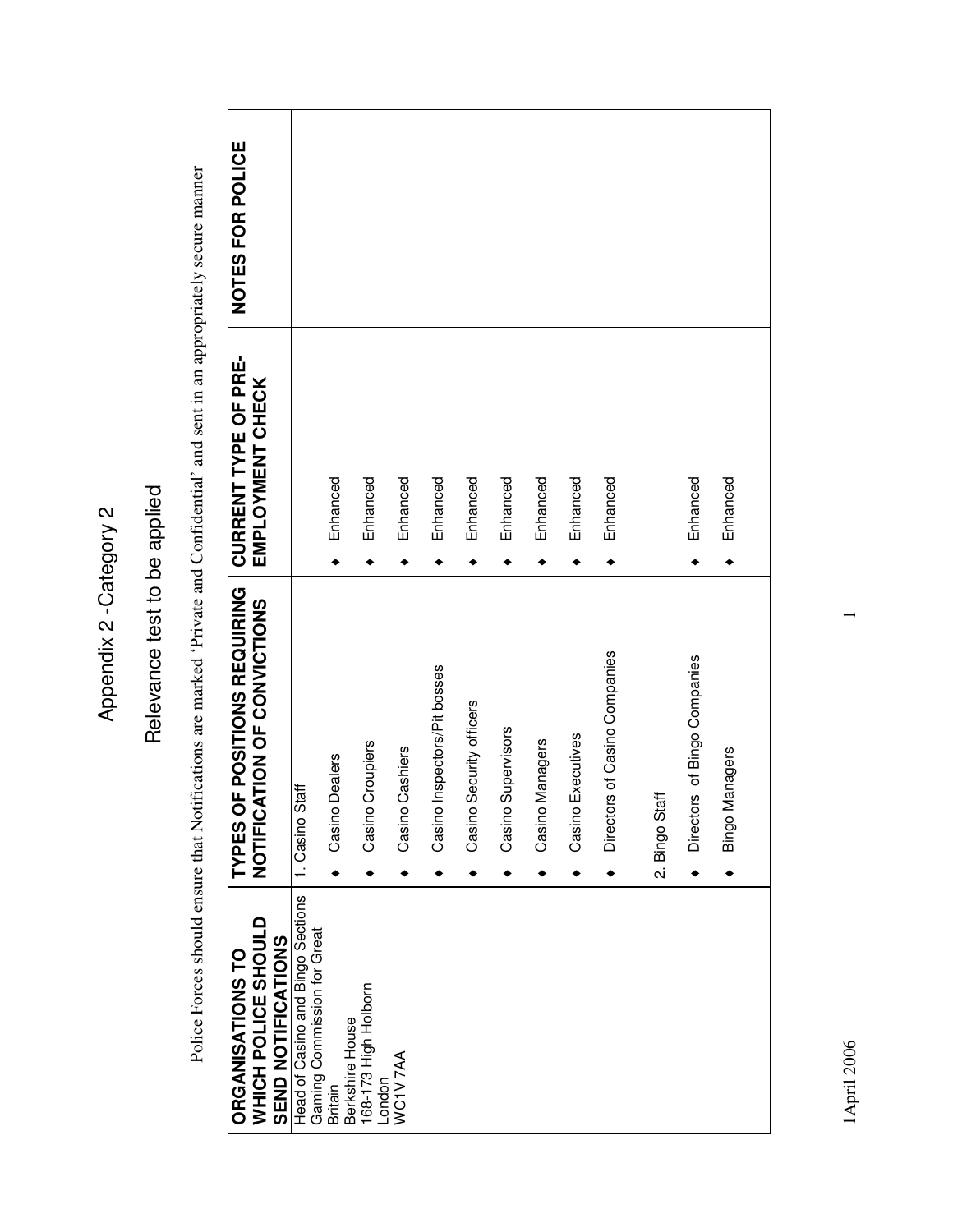# Appendix 2 -Category 2

## Relevance test to be applied

Police Forces should ensure that Notifications are marked 'Private and Confidential' and sent in an appropriately secure manner

| ORGANISATIONS TO WHICH POLICE SHOULD SEND NOTIFICATIONS | TYPES OF POSITIONS REQUIRING NOTIFICATION OF CONVICTIONS | CURRENT TYPE OF PRE-EMPLOYMENT CHECK | NOTES FOR POLICE |
|---|---|---|---|
| Head of Casino and Bingo Sections<br>Gaming Commission for Great Britain<br>Berkshire House<br>168-173 High Holborn<br>London<br>WC1V 7AA | 1. Casino Staff | | |
| | ◆ Casino Dealers | ◆ Enhanced | |
| | ◆ Casino Croupiers | ◆ Enhanced | |
| | ◆ Casino Cashiers | ◆ Enhanced | |
| | ◆ Casino Inspectors/Pit bosses | ◆ Enhanced | |
| | ◆ Casino Security officers | ◆ Enhanced | |
| | ◆ Casino Supervisors | ◆ Enhanced | |
| | ◆ Casino Managers | ◆ Enhanced | |
| | ◆ Casino Executives | ◆ Enhanced | |
| | ◆ Directors of Casino Companies | ◆ Enhanced | |
| | 2. Bingo Staff | | |
| | ◆ Directors of Bingo Companies | ◆ Enhanced | |
| | ◆ Bingo Managers | ◆ Enhanced | |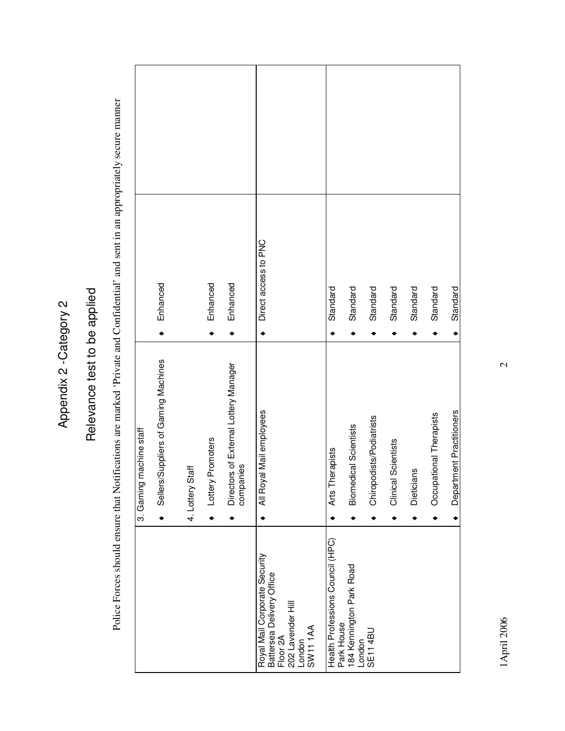# Appendix 2 - Category 2

## Relevance test to be applied

Police Forces should ensure that Notifications are marked 'Private and Confidential' and sent in an appropriately secure manner

| | | | |
|---|---|---|---|
| | 3. Gaming machine staff<br>• Sellers/Suppliers of Gaming Machines<br><br>4. Lottery Staff<br>• Lottery Promoters<br>• Directors of External Lottery Manager companies | • Enhanced<br><br><br>• Enhanced<br>• Enhanced | |
| Royal Mail Corporate Security<br>Battersea Delivery Office<br>Floor 2A<br>202 Lavender Hill<br>London<br>SW11 1AA | • All Royal Mail employees | • Direct access to PNC | |
| Health Professions Council (HPC)<br>Park House<br>184 Kennington Park Road<br>London<br>SE11 4BU | • Arts Therapists<br>• Biomedical Scientists<br>• Chiropodists/Podiatrists<br>• Clinical Scientists<br>• Dieticians<br>• Occupational Therapists<br>• Department Practitioners | • Standard<br>• Standard<br>• Standard<br>• Standard<br>• Standard<br>• Standard<br>• Standard | |

1April 2006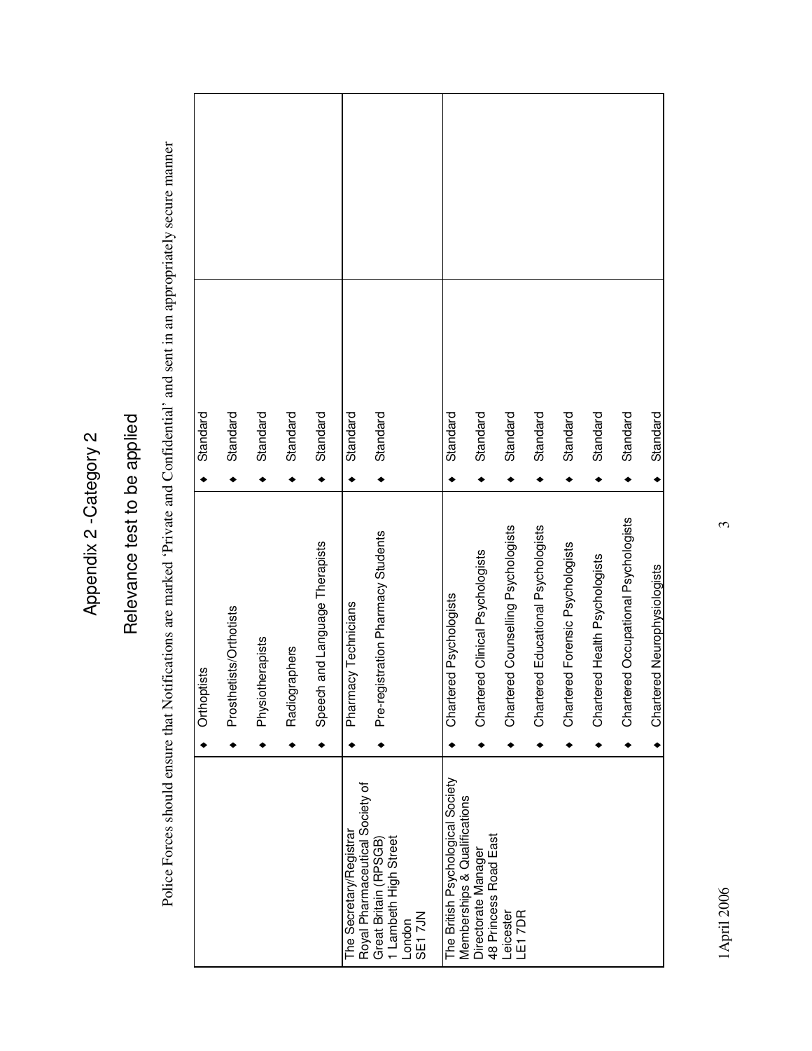# Appendix 2 - Category 2

## Relevance test to be applied

Police Forces should ensure that Notifications are marked 'Private and Confidential' and sent in an appropriately secure manner

| | | | |
|---|---|---|---|
| | ◆ Orthoptists<br>◆ Prosthetists/Orthotists<br>◆ Physiotherapists<br>◆ Radiographers<br>◆ Speech and Language Therapists | ◆ Standard<br>◆ Standard<br>◆ Standard<br>◆ Standard<br>◆ Standard | |
| The Secretary/Registrar<br>Royal Pharmaceutical Society of Great Britain (RPSGB)<br>1 Lambeth High Street<br>London<br>SE1 7JN | ◆ Pharmacy Technicians<br>◆ Pre-registration Pharmacy Students | ◆ Standard<br>◆ Standard | |
| The British Psychological Society<br>Memberships & Qualifications Directorate Manager<br>48 Princess Road East<br>Leicester<br>LE1 7DR | ◆ Chartered Psychologists<br>◆ Chartered Clinical Psychologists<br>◆ Chartered Counselling Psychologists<br>◆ Chartered Educational Psychologists<br>◆ Chartered Forensic Psychologists<br>◆ Chartered Health Psychologists<br>◆ Chartered Occupational Psychologists<br>◆ Chartered Neurophysiologists | ◆ Standard<br>◆ Standard<br>◆ Standard<br>◆ Standard<br>◆ Standard<br>◆ Standard<br>◆ Standard<br>◆ Standard | |

1April 2006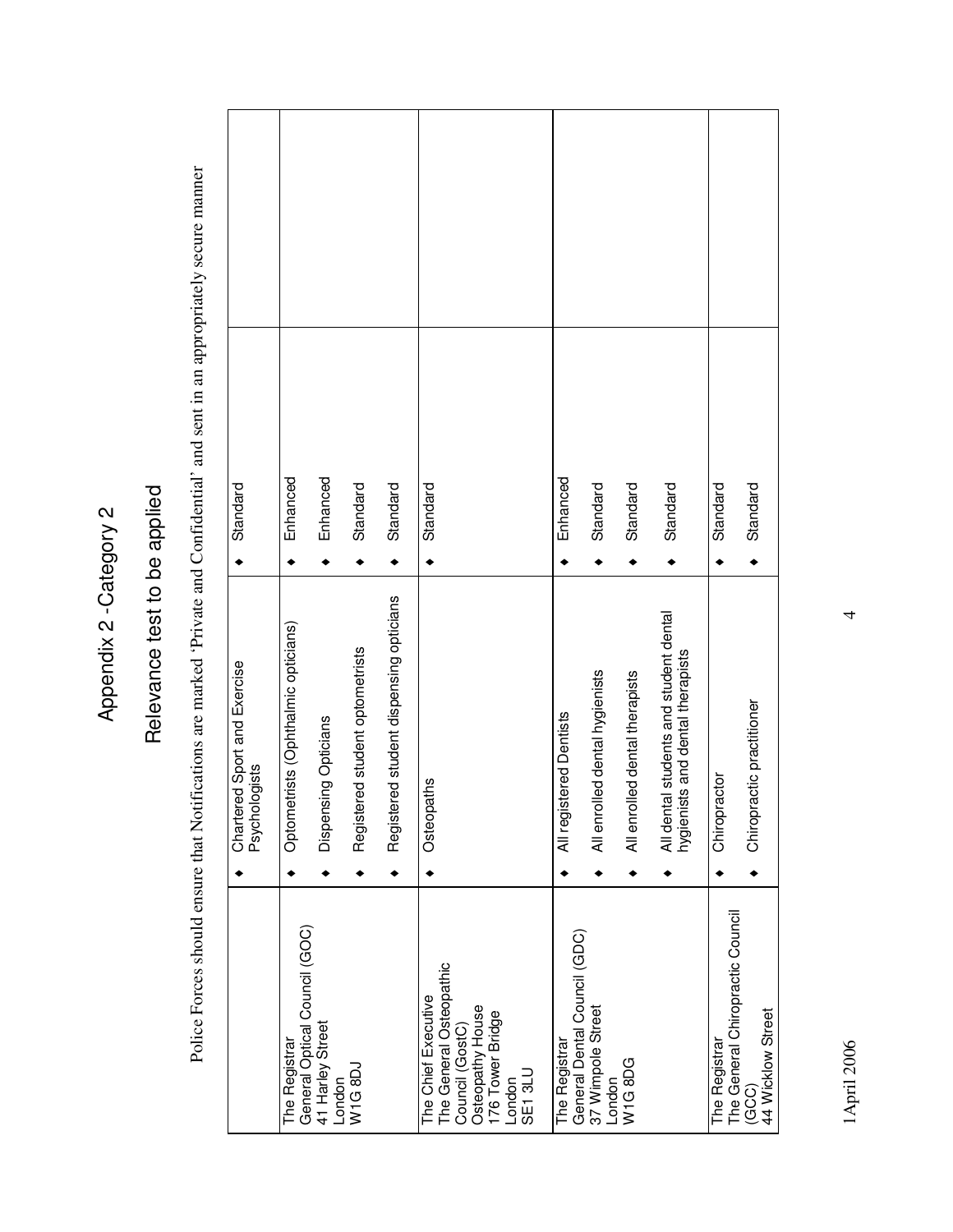# Appendix 2 - Category 2

## Relevance test to be applied

Police Forces should ensure that Notifications are marked 'Private and Confidential' and sent in an appropriately secure manner

| | | | |
|---|---|---|---|
| | ◆ Chartered Sport and Exercise Psychologists | ◆ Standard | |
| The Registrar<br>General Optical Council (GOC)<br>41 Harley Street<br>London<br>W1G 8DJ | ◆ Optometrists (Ophthalmic opticians)<br>◆ Dispensing Opticians<br>◆ Registered student optometrists<br>◆ Registered student dispensing opticians | ◆ Enhanced<br>◆ Enhanced<br>◆ Standard<br>◆ Standard | |
| The Chief Executive<br>The General Osteopathic Council (GostC)<br>Osteopathy House<br>176 Tower Bridge<br>London<br>SE1 3LU | ◆ Osteopaths | ◆ Standard | |
| The Registrar<br>General Dental Council (GDC)<br>37 Wimpole Street<br>London<br>W1G 8DG | ◆ All registered Dentists<br>◆ All enrolled dental hygienists<br>◆ All enrolled dental therapists<br>◆ All dental students and student dental hygienists and dental therapists | ◆ Enhanced<br>◆ Standard<br>◆ Standard<br>◆ Standard | |
| The Registrar<br>The General Chiropractic Council (GCC)<br>44 Wicklow Street | ◆ Chiropractor<br>◆ Chiropractic practitioner | ◆ Standard<br>◆ Standard | |

1April 2006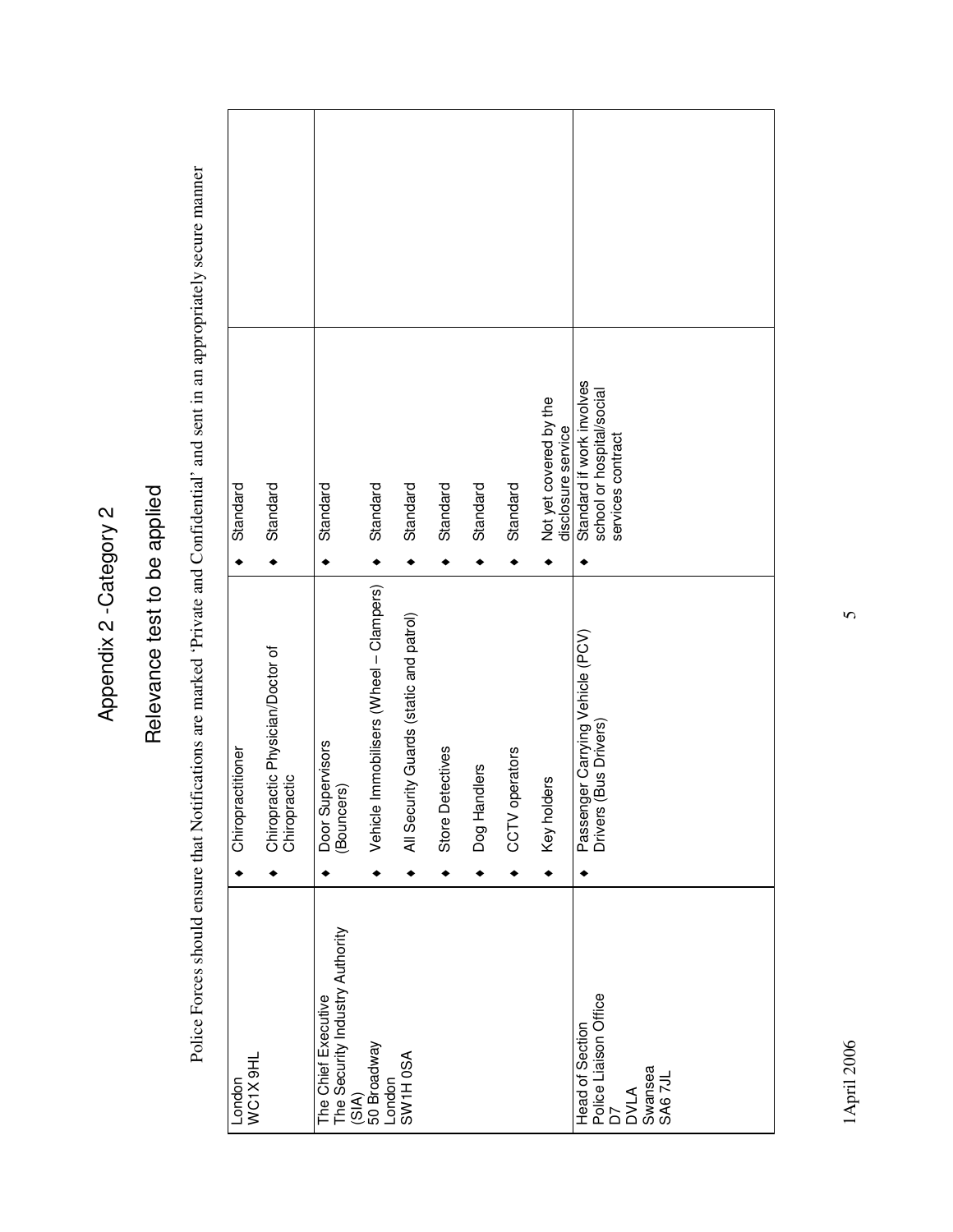# Appendix 2 -Category 2

## Relevance test to be applied

Police Forces should ensure that Notifications are marked 'Private and Confidential' and sent in an appropriately secure manner

| | | | |
|---|---|---|---|
| London<br>WC1X 9HL | ◆ Chiropractitioner<br>◆ Chiropractic Physician/Doctor of Chiropractic | ◆ Standard<br>◆ Standard | |
| The Chief Executive<br>The Security Industry Authority (SIA)<br>50 Broadway<br>London<br>SW1H 0SA | ◆ Door Supervisors (Bouncers)<br>◆ Vehicle Immobilisers (Wheel – Clampers)<br>◆ All Security Guards (static and patrol)<br>◆ Store Detectives<br>◆ Dog Handlers<br>◆ CCTV operators<br>◆ Key holders | ◆ Standard<br>◆ Standard<br>◆ Standard<br>◆ Standard<br>◆ Standard<br>◆ Standard<br>◆ Not yet covered by the disclosure service | |
| Head of Section<br>Police Liaison Office<br>D7<br>DVLA<br>Swansea<br>SA6 7JL | ◆ Passenger Carrying Vehicle (PCV) Drivers (Bus Drivers) | ◆ Standard if work involves school or hospital/social services contract | |

1April 2006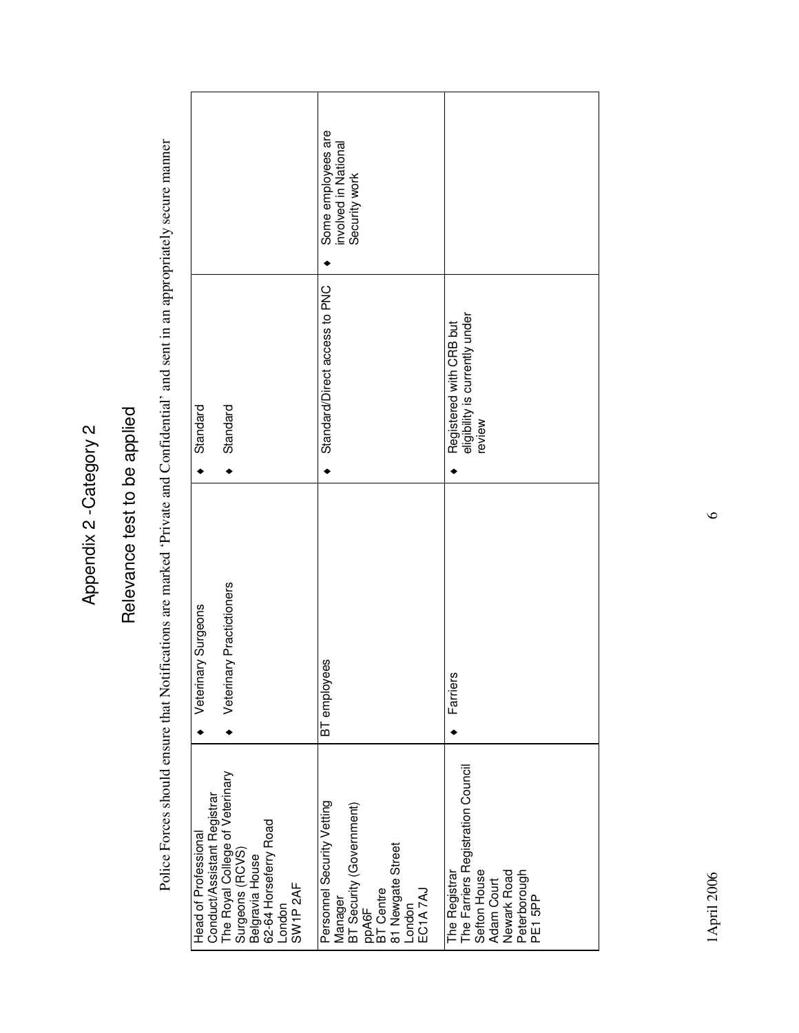# Appendix 2 - Category 2

## Relevance test to be applied

Police Forces should ensure that Notifications are marked 'Private and Confidential' and sent in an appropriately secure manner

| | | | |
|---|---|---|---|
| Head of Professional Conduct/Assistant Registrar<br>The Royal College of Veterinary Surgeons (RCVS)<br>Belgravia House<br>62-64 Horseferry Road<br>London<br>SW1P 2AF | ◆ Veterinary Surgeons<br><br>◆ Veterinary Practitioners | ◆ Standard<br><br>◆ Standard | |
| Personnel Security Vetting Manager<br>BT Security (Government)<br>ppA6F<br>BT Centre<br>81 Newgate Street<br>London<br>EC1A 7AJ | BT employees | ◆ Standard/Direct access to PNC | ◆ Some employees are involved in National Security work |
| The Registrar<br>The Farriers Registration Council<br>Sefton House<br>Adam Court<br>Newark Road<br>Peterborough<br>PE1 5PP | ◆ Farriers | ◆ Registered with CRB but eligibility is currently under review | |

1April 2006